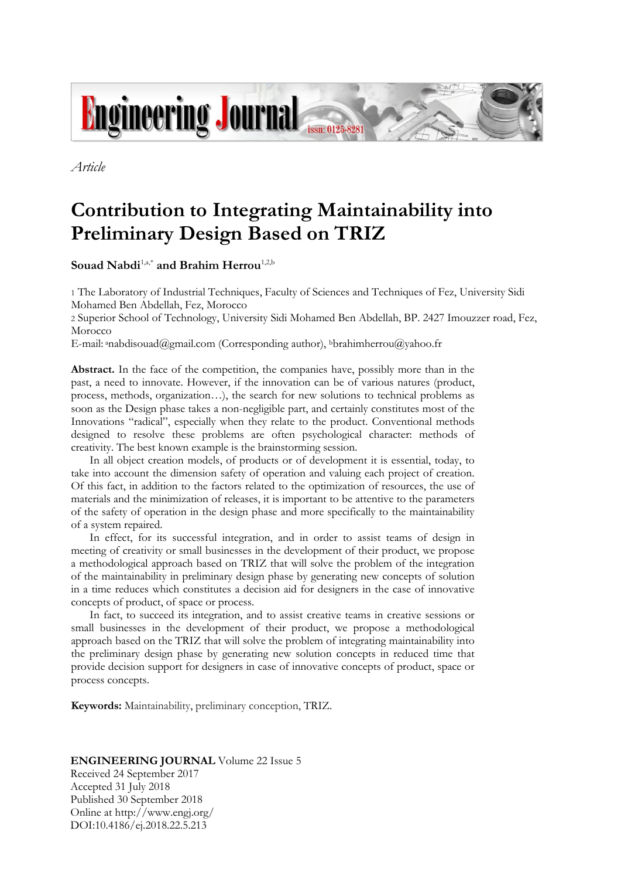*Article*

# Contribution to Integrating Maintainability into Preliminary Design Based on TRIZ

**Souad Nabdi**[1,a,*] **and Brahim Herrou**[1,2,b]

1 The Laboratory of Industrial Techniques, Faculty of Sciences and Techniques of Fez, University Sidi Mohamed Ben Abdellah, Fez, Morocco
2 Superior School of Technology, University Sidi Mohamed Ben Abdellah, BP. 2427 Imouzzer road, Fez, Morocco
E-mail: [a]nabdisouad@gmail.com (Corresponding author), [b]brahimherrou@yahoo.fr

**Abstract.** In the face of the competition, the companies have, possibly more than in the past, a need to innovate. However, if the innovation can be of various natures (product, process, methods, organization…), the search for new solutions to technical problems as soon as the Design phase takes a non-negligible part, and certainly constitutes most of the Innovations "radical", especially when they relate to the product. Conventional methods designed to resolve these problems are often psychological character: methods of creativity. The best known example is the brainstorming session.

In all object creation models, of products or of development it is essential, today, to take into account the dimension safety of operation and valuing each project of creation. Of this fact, in addition to the factors related to the optimization of resources, the use of materials and the minimization of releases, it is important to be attentive to the parameters of the safety of operation in the design phase and more specifically to the maintainability of a system repaired.

In effect, for its successful integration, and in order to assist teams of design in meeting of creativity or small businesses in the development of their product, we propose a methodological approach based on TRIZ that will solve the problem of the integration of the maintainability in preliminary design phase by generating new concepts of solution in a time reduces which constitutes a decision aid for designers in the case of innovative concepts of product, of space or process.

In fact, to succeed its integration, and to assist creative teams in creative sessions or small businesses in the development of their product, we propose a methodological approach based on the TRIZ that will solve the problem of integrating maintainability into the preliminary design phase by generating new solution concepts in reduced time that provide decision support for designers in case of innovative concepts of product, space or process concepts.

**Keywords:** Maintainability, preliminary conception, TRIZ.

**ENGINEERING JOURNAL** Volume 22 Issue 5
Received 24 September 2017
Accepted 31 July 2018
Published 30 September 2018
Online at http://www.engj.org/
DOI:10.4186/ej.2018.22.5.213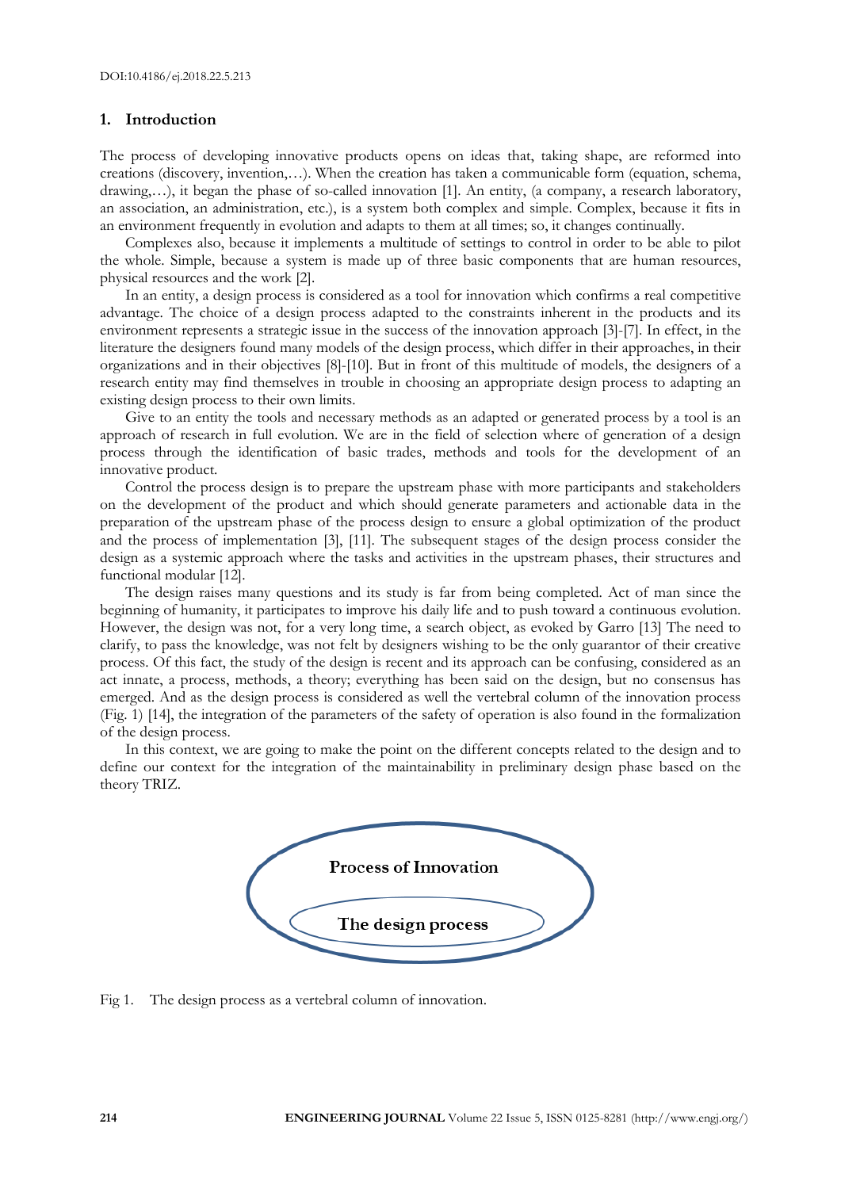## 1. Introduction

The process of developing innovative products opens on ideas that, taking shape, are reformed into creations (discovery, invention,…). When the creation has taken a communicable form (equation, schema, drawing,…), it began the phase of so-called innovation [1]. An entity, (a company, a research laboratory, an association, an administration, etc.), is a system both complex and simple. Complex, because it fits in an environment frequently in evolution and adapts to them at all times; so, it changes continually.

Complexes also, because it implements a multitude of settings to control in order to be able to pilot the whole. Simple, because a system is made up of three basic components that are human resources, physical resources and the work [2].

In an entity, a design process is considered as a tool for innovation which confirms a real competitive advantage. The choice of a design process adapted to the constraints inherent in the products and its environment represents a strategic issue in the success of the innovation approach [3]-[7]. In effect, in the literature the designers found many models of the design process, which differ in their approaches, in their organizations and in their objectives [8]-[10]. But in front of this multitude of models, the designers of a research entity may find themselves in trouble in choosing an appropriate design process to adapting an existing design process to their own limits.

Give to an entity the tools and necessary methods as an adapted or generated process by a tool is an approach of research in full evolution. We are in the field of selection where of generation of a design process through the identification of basic trades, methods and tools for the development of an innovative product.

Control the process design is to prepare the upstream phase with more participants and stakeholders on the development of the product and which should generate parameters and actionable data in the preparation of the upstream phase of the process design to ensure a global optimization of the product and the process of implementation [3], [11]. The subsequent stages of the design process consider the design as a systemic approach where the tasks and activities in the upstream phases, their structures and functional modular [12].

The design raises many questions and its study is far from being completed. Act of man since the beginning of humanity, it participates to improve his daily life and to push toward a continuous evolution. However, the design was not, for a very long time, a search object, as evoked by Garro [13] The need to clarify, to pass the knowledge, was not felt by designers wishing to be the only guarantor of their creative process. Of this fact, the study of the design is recent and its approach can be confusing, considered as an act innate, a process, methods, a theory; everything has been said on the design, but no consensus has emerged. And as the design process is considered as well the vertebral column of the innovation process (Fig. 1) [14], the integration of the parameters of the safety of operation is also found in the formalization of the design process.

In this context, we are going to make the point on the different concepts related to the design and to define our context for the integration of the maintainability in preliminary design phase based on the theory TRIZ.

Process of Innovation

The design process

Fig 1. The design process as a vertebral column of innovation.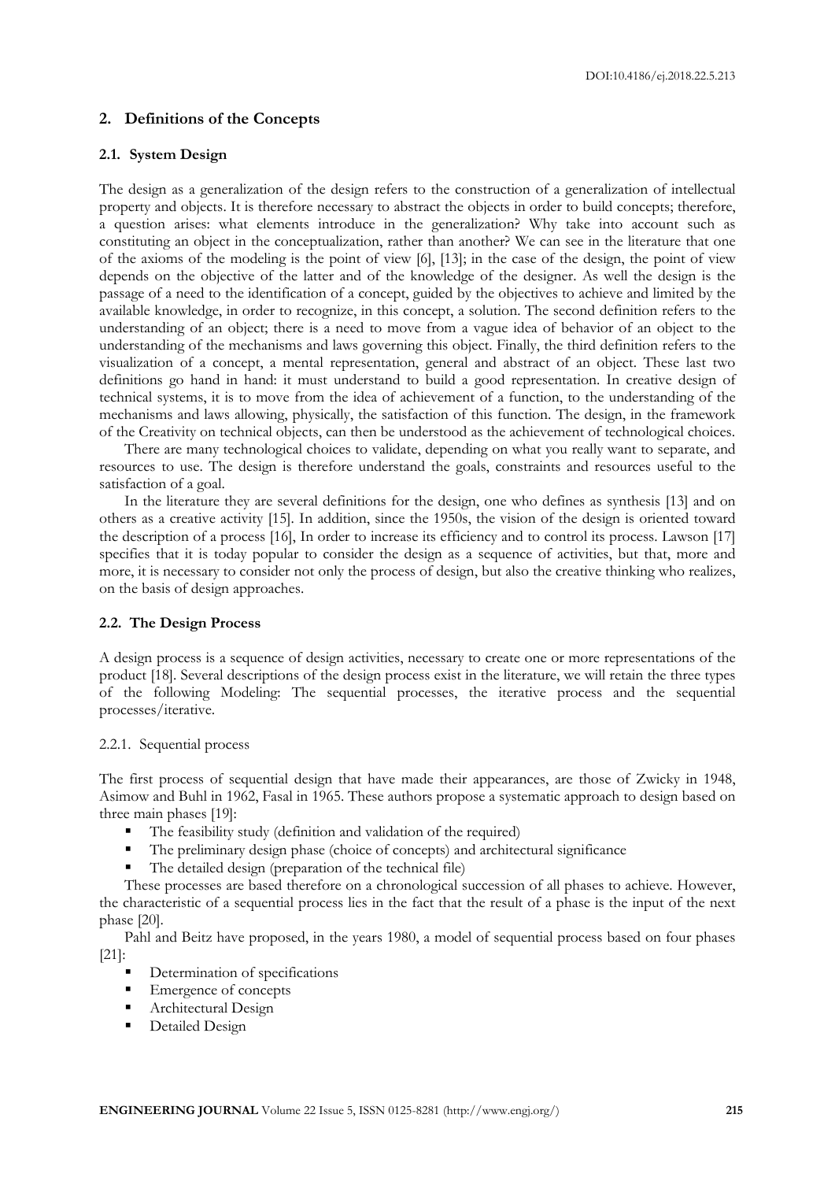## 2. Definitions of the Concepts

### 2.1. System Design

The design as a generalization of the design refers to the construction of a generalization of intellectual property and objects. It is therefore necessary to abstract the objects in order to build concepts; therefore, a question arises: what elements introduce in the generalization? Why take into account such as constituting an object in the conceptualization, rather than another? We can see in the literature that one of the axioms of the modeling is the point of view [6], [13]; in the case of the design, the point of view depends on the objective of the latter and of the knowledge of the designer. As well the design is the passage of a need to the identification of a concept, guided by the objectives to achieve and limited by the available knowledge, in order to recognize, in this concept, a solution. The second definition refers to the understanding of an object; there is a need to move from a vague idea of behavior of an object to the understanding of the mechanisms and laws governing this object. Finally, the third definition refers to the visualization of a concept, a mental representation, general and abstract of an object. These last two definitions go hand in hand: it must understand to build a good representation. In creative design of technical systems, it is to move from the idea of achievement of a function, to the understanding of the mechanisms and laws allowing, physically, the satisfaction of this function. The design, in the framework of the Creativity on technical objects, can then be understood as the achievement of technological choices.

There are many technological choices to validate, depending on what you really want to separate, and resources to use. The design is therefore understand the goals, constraints and resources useful to the satisfaction of a goal.

In the literature they are several definitions for the design, one who defines as synthesis [13] and on others as a creative activity [15]. In addition, since the 1950s, the vision of the design is oriented toward the description of a process [16], In order to increase its efficiency and to control its process. Lawson [17] specifies that it is today popular to consider the design as a sequence of activities, but that, more and more, it is necessary to consider not only the process of design, but also the creative thinking who realizes, on the basis of design approaches.

### 2.2. The Design Process

A design process is a sequence of design activities, necessary to create one or more representations of the product [18]. Several descriptions of the design process exist in the literature, we will retain the three types of the following Modeling: The sequential processes, the iterative process and the sequential processes/iterative.

#### 2.2.1. Sequential process

The first process of sequential design that have made their appearances, are those of Zwicky in 1948, Asimow and Buhl in 1962, Fasal in 1965. These authors propose a systematic approach to design based on three main phases [19]:

- The feasibility study (definition and validation of the required)
- The preliminary design phase (choice of concepts) and architectural significance
- The detailed design (preparation of the technical file)

These processes are based therefore on a chronological succession of all phases to achieve. However, the characteristic of a sequential process lies in the fact that the result of a phase is the input of the next phase [20].

Pahl and Beitz have proposed, in the years 1980, a model of sequential process based on four phases [21]:

- Determination of specifications
- Emergence of concepts
- Architectural Design
- Detailed Design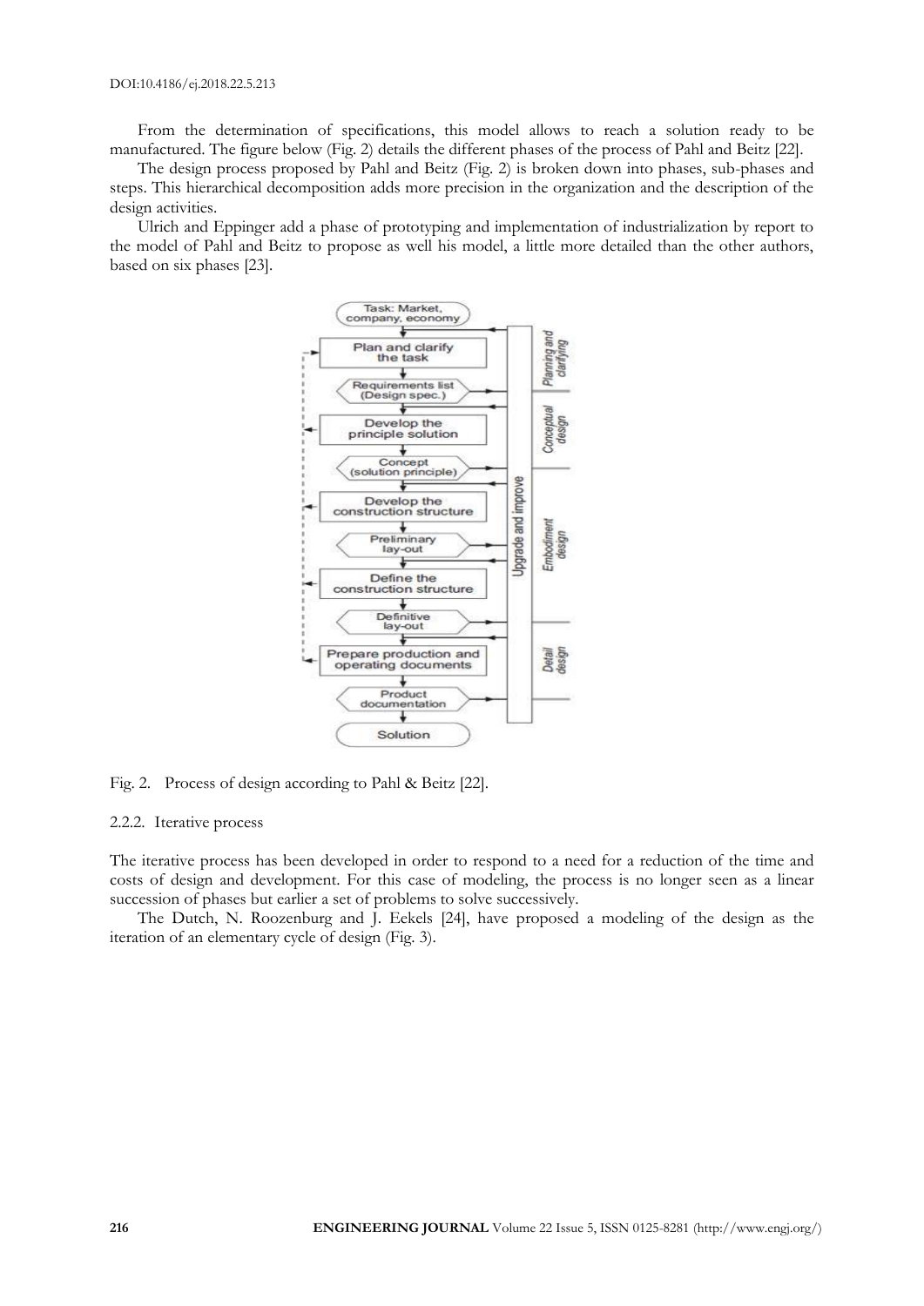From the determination of specifications, this model allows to reach a solution ready to be manufactured. The figure below (Fig. 2) details the different phases of the process of Pahl and Beitz [22].

The design process proposed by Pahl and Beitz (Fig. 2) is broken down into phases, sub-phases and steps. This hierarchical decomposition adds more precision in the organization and the description of the design activities.

Ulrich and Eppinger add a phase of prototyping and implementation of industrialization by report to the model of Pahl and Beitz to propose as well his model, a little more detailed than the other authors, based on six phases [23].

Fig. 2. Process of design according to Pahl & Beitz [22].

#### 2.2.2. Iterative process

The iterative process has been developed in order to respond to a need for a reduction of the time and costs of design and development. For this case of modeling, the process is no longer seen as a linear succession of phases but earlier a set of problems to solve successively.

The Dutch, N. Roozenburg and J. Eekels [24], have proposed a modeling of the design as the iteration of an elementary cycle of design (Fig. 3).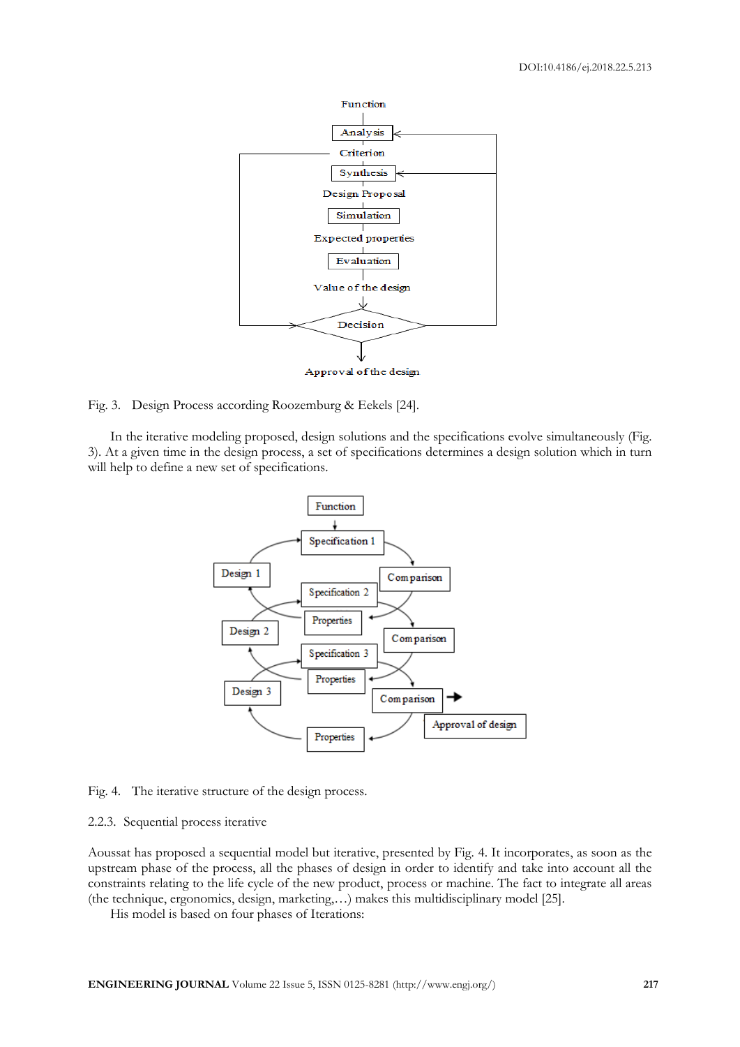Fig. 3. Design Process according Roozemburg & Eekels [24].

In the iterative modeling proposed, design solutions and the specifications evolve simultaneously (Fig. 3). At a given time in the design process, a set of specifications determines a design solution which in turn will help to define a new set of specifications.

Fig. 4. The iterative structure of the design process.

### 2.2.3. Sequential process iterative

Aoussat has proposed a sequential model but iterative, presented by Fig. 4. It incorporates, as soon as the upstream phase of the process, all the phases of design in order to identify and take into account all the constraints relating to the life cycle of the new product, process or machine. The fact to integrate all areas (the technique, ergonomics, design, marketing,…) makes this multidisciplinary model [25].

His model is based on four phases of Iterations: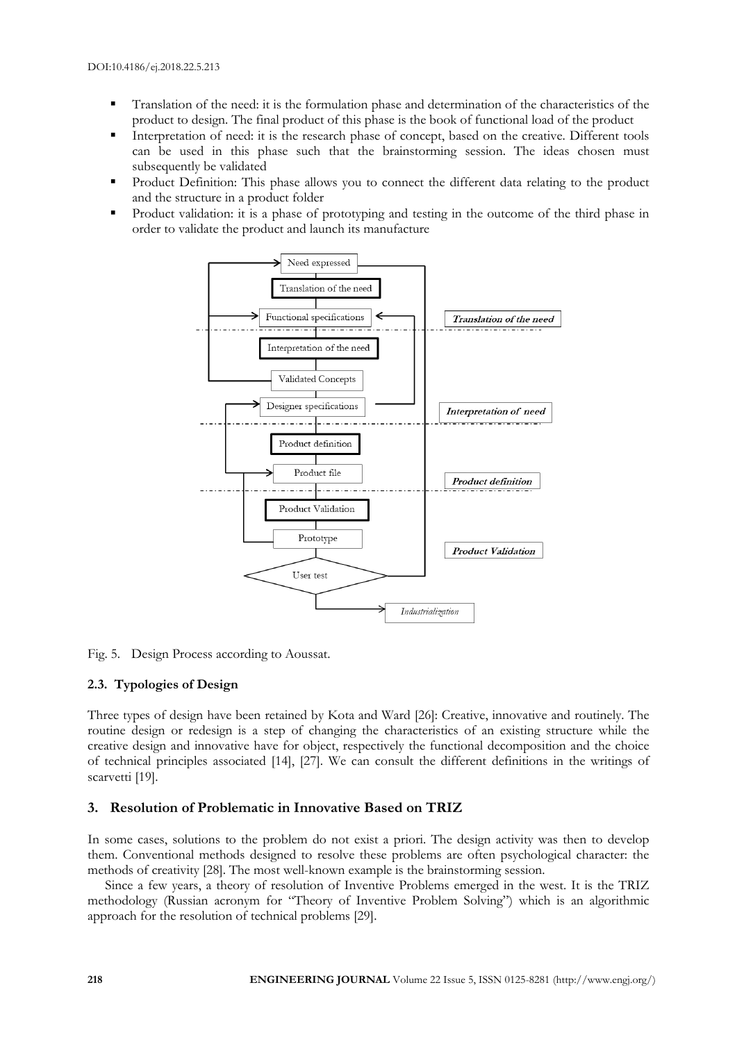- Translation of the need: it is the formulation phase and determination of the characteristics of the product to design. The final product of this phase is the book of functional load of the product
- Interpretation of need: it is the research phase of concept, based on the creative. Different tools can be used in this phase such that the brainstorming session. The ideas chosen must subsequently be validated
- Product Definition: This phase allows you to connect the different data relating to the product and the structure in a product folder
- Product validation: it is a phase of prototyping and testing in the outcome of the third phase in order to validate the product and launch its manufacture

Fig. 5. Design Process according to Aoussat.

### 2.3. Typologies of Design

Three types of design have been retained by Kota and Ward [26]: Creative, innovative and routinely. The routine design or redesign is a step of changing the characteristics of an existing structure while the creative design and innovative have for object, respectively the functional decomposition and the choice of technical principles associated [14], [27]. We can consult the different definitions in the writings of scarvetti [19].

## 3. Resolution of Problematic in Innovative Based on TRIZ

In some cases, solutions to the problem do not exist a priori. The design activity was then to develop them. Conventional methods designed to resolve these problems are often psychological character: the methods of creativity [28]. The most well-known example is the brainstorming session.

Since a few years, a theory of resolution of Inventive Problems emerged in the west. It is the TRIZ methodology (Russian acronym for "Theory of Inventive Problem Solving") which is an algorithmic approach for the resolution of technical problems [29].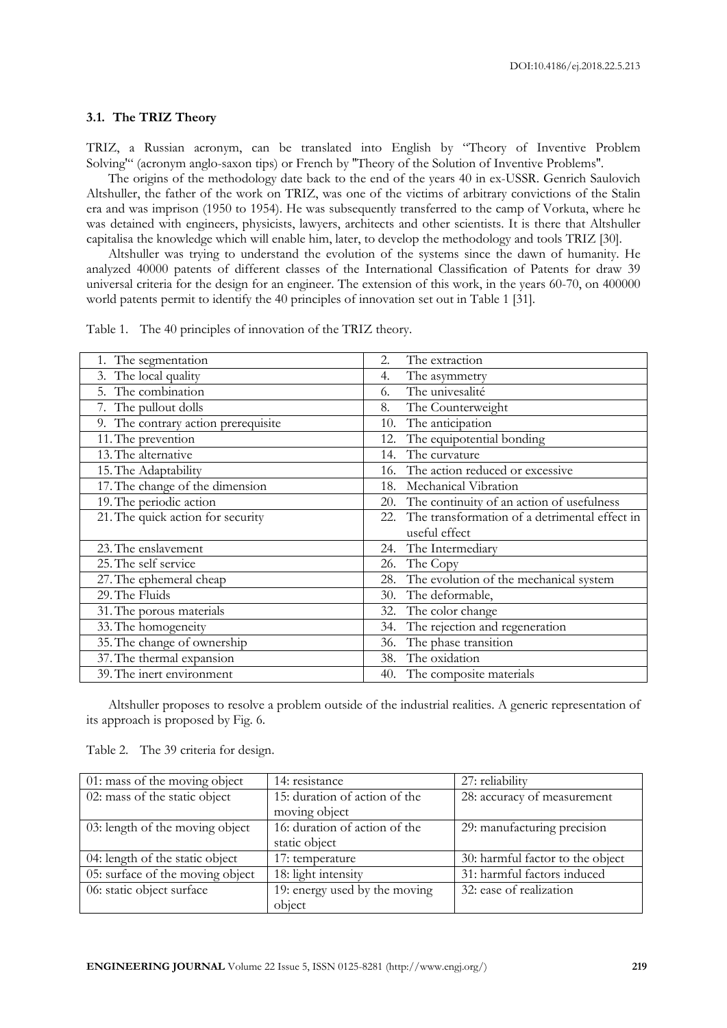### 3.1. The TRIZ Theory

TRIZ, a Russian acronym, can be translated into English by "Theory of Inventive Problem Solving"' (acronym anglo-saxon tips) or French by "Theory of the Solution of Inventive Problems".

The origins of the methodology date back to the end of the years 40 in ex-USSR. Genrich Saulovich Altshuller, the father of the work on TRIZ, was one of the victims of arbitrary convictions of the Stalin era and was imprison (1950 to 1954). He was subsequently transferred to the camp of Vorkuta, where he was detained with engineers, physicists, lawyers, architects and other scientists. It is there that Altshuller capitalisa the knowledge which will enable him, later, to develop the methodology and tools TRIZ [30].

Altshuller was trying to understand the evolution of the systems since the dawn of humanity. He analyzed 40000 patents of different classes of the International Classification of Patents for draw 39 universal criteria for the design for an engineer. The extension of this work, in the years 60-70, on 400000 world patents permit to identify the 40 principles of innovation set out in Table 1 [31].

Table 1. The 40 principles of innovation of the TRIZ theory.

| | |
|---|---|
| 1. The segmentation | 2. The extraction |
| 3. The local quality | 4. The asymmetry |
| 5. The combination | 6. The univesalité |
| 7. The pullout dolls | 8. The Counterweight |
| 9. The contrary action prerequisite | 10. The anticipation |
| 11. The prevention | 12. The equipotential bonding |
| 13. The alternative | 14. The curvature |
| 15. The Adaptability | 16. The action reduced or excessive |
| 17. The change of the dimension | 18. Mechanical Vibration |
| 19. The periodic action | 20. The continuity of an action of usefulness |
| 21. The quick action for security | 22. The transformation of a detrimental effect in useful effect |
| 23. The enslavement | 24. The Intermediary |
| 25. The self service | 26. The Copy |
| 27. The ephemeral cheap | 28. The evolution of the mechanical system |
| 29. The Fluids | 30. The deformable, |
| 31. The porous materials | 32. The color change |
| 33. The homogeneity | 34. The rejection and regeneration |
| 35. The change of ownership | 36. The phase transition |
| 37. The thermal expansion | 38. The oxidation |
| 39. The inert environment | 40. The composite materials |

Altshuller proposes to resolve a problem outside of the industrial realities. A generic representation of its approach is proposed by Fig. 6.

Table 2. The 39 criteria for design.

| | | |
|---|---|---|
| 01: mass of the moving object | 14: resistance | 27: reliability |
| 02: mass of the static object | 15: duration of action of the moving object | 28: accuracy of measurement |
| 03: length of the moving object | 16: duration of action of the static object | 29: manufacturing precision |
| 04: length of the static object | 17: temperature | 30: harmful factor to the object |
| 05: surface of the moving object | 18: light intensity | 31: harmful factors induced |
| 06: static object surface | 19: energy used by the moving object | 32: ease of realization |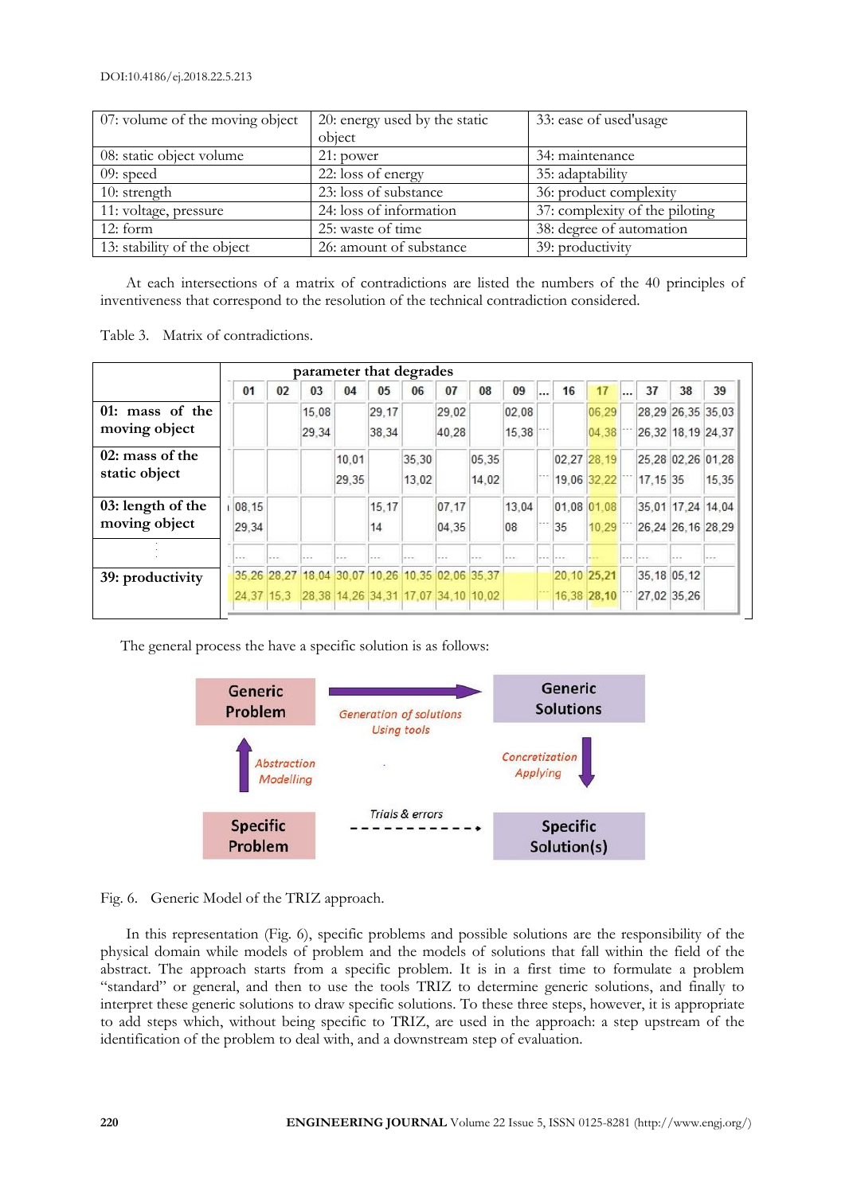| 07: volume of the moving object | 20: energy used by the static object | 33: ease of used'usage |
|---|---|---|
| 08: static object volume | 21: power | 34: maintenance |
| 09: speed | 22: loss of energy | 35: adaptability |
| 10: strength | 23: loss of substance | 36: product complexity |
| 11: voltage, pressure | 24: loss of information | 37: complexity of the piloting |
| 12: form | 25: waste of time | 38: degree of automation |
| 13: stability of the object | 26: amount of substance | 39: productivity |

At each intersections of a matrix of contradictions are listed the numbers of the 40 principles of inventiveness that correspond to the resolution of the technical contradiction considered.

Table 3. Matrix of contradictions.

| | parameter that degrades | | | | | | | | | | | | | | |
|---|---|---|---|---|---|---|---|---|---|---|---|---|---|---|---|
| | 01 | 02 | 03 | 04 | 05 | 06 | 07 | 08 | 09 | ... | 16 | 17 | ... | 37 | 38 | 39 |
| **01: mass of the moving object** | | | 15,08 29,34 | | 29,17 38,34 | | 29,02 40,28 | | 02,08 15,38 | ... | | 06,29 04,38 | ... | 28,29 26,32 | 26,35 18,19 | 35,03 24,37 |
| **02: mass of the static object** | | | | 10,01 29,35 | | 35,30 13,02 | | 05,35 14,02 | | ... | 02,27 19,06 | 28,19 32,22 | ... | 25,28 17,15 | 02,26 35 | 01,28 15,35 |
| **03: length of the moving object** | 08,15 29,34 | | | | 15,17 14 | | 07,17 04,35 | | 13,04 08 | ... | 01,08 35 | 01,08 10,29 | ... | 35,01 26,24 | 17,24 26,16 | 14,04 28,29 |
| ⋮ | ... | ... | ... | ... | ... | ... | ... | ... | ... | ... | ... | ... | ... | ... | ... | ... |
| **39: productivity** | 35,26 24,37 | 28,27 15,3 | 18,04 28,38 | 30,07 14,26 | 10,26 34,31 | 10,35 17,07 | 02,06 34,10 | 35,37 10,02 | | ... | 20,10 16,38 | 25,21 28,10 | ... | 35,18 27,02 | 05,12 35,26 | |

The general process the have a specific solution is as follows:

| Generic Problem | → *Generation of solutions Using tools* → | Generic Solutions |
|---|---|---|
| ↑ *Abstraction Modelling* | | ↓ *Concretization Applying* |
| Specific Problem | - - - *Trials & errors* - - → | Specific Solution(s) |

Fig. 6. Generic Model of the TRIZ approach.

In this representation (Fig. 6), specific problems and possible solutions are the responsibility of the physical domain while models of problem and the models of solutions that fall within the field of the abstract. The approach starts from a specific problem. It is in a first time to formulate a problem "standard" or general, and then to use the tools TRIZ to determine generic solutions, and finally to interpret these generic solutions to draw specific solutions. To these three steps, however, it is appropriate to add steps which, without being specific to TRIZ, are used in the approach: a step upstream of the identification of the problem to deal with, and a downstream step of evaluation.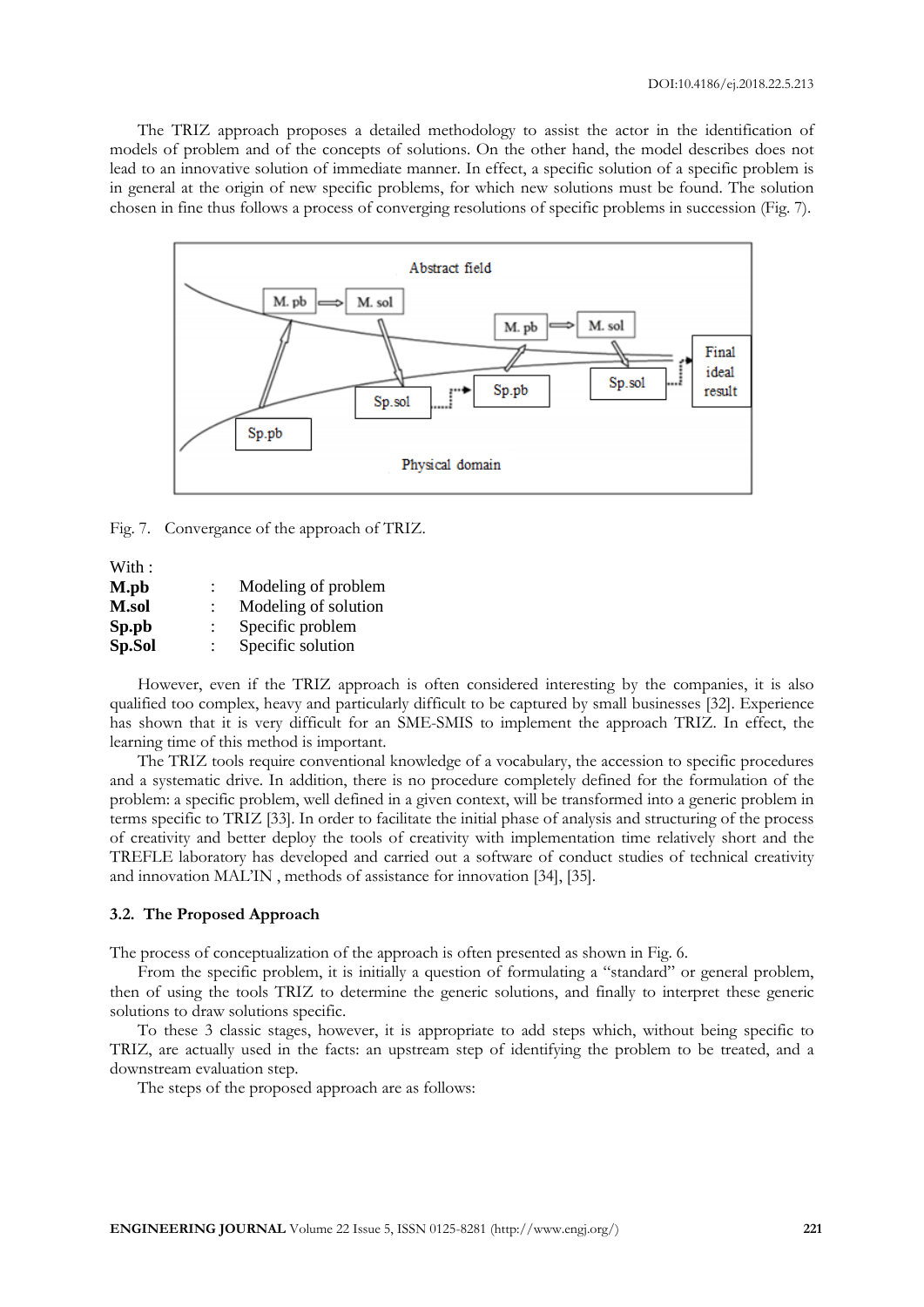The TRIZ approach proposes a detailed methodology to assist the actor in the identification of models of problem and of the concepts of solutions. On the other hand, the model describes does not lead to an innovative solution of immediate manner. In effect, a specific solution of a specific problem is in general at the origin of new specific problems, for which new solutions must be found. The solution chosen in fine thus follows a process of converging resolutions of specific problems in succession (Fig. 7).

Fig. 7. Convergance of the approach of TRIZ.

With :

| | | |
|---|---|---|
| **M.pb** | : | Modeling of problem |
| **M.sol** | : | Modeling of solution |
| **Sp.pb** | : | Specific problem |
| **Sp.Sol** | : | Specific solution |

However, even if the TRIZ approach is often considered interesting by the companies, it is also qualified too complex, heavy and particularly difficult to be captured by small businesses [32]. Experience has shown that it is very difficult for an SME-SMIS to implement the approach TRIZ. In effect, the learning time of this method is important.

The TRIZ tools require conventional knowledge of a vocabulary, the accession to specific procedures and a systematic drive. In addition, there is no procedure completely defined for the formulation of the problem: a specific problem, well defined in a given context, will be transformed into a generic problem in terms specific to TRIZ [33]. In order to facilitate the initial phase of analysis and structuring of the process of creativity and better deploy the tools of creativity with implementation time relatively short and the TREFLE laboratory has developed and carried out a software of conduct studies of technical creativity and innovation MAL'IN , methods of assistance for innovation [34], [35].

### 3.2. The Proposed Approach

The process of conceptualization of the approach is often presented as shown in Fig. 6.

From the specific problem, it is initially a question of formulating a "standard" or general problem, then of using the tools TRIZ to determine the generic solutions, and finally to interpret these generic solutions to draw solutions specific.

To these 3 classic stages, however, it is appropriate to add steps which, without being specific to TRIZ, are actually used in the facts: an upstream step of identifying the problem to be treated, and a downstream evaluation step.

The steps of the proposed approach are as follows: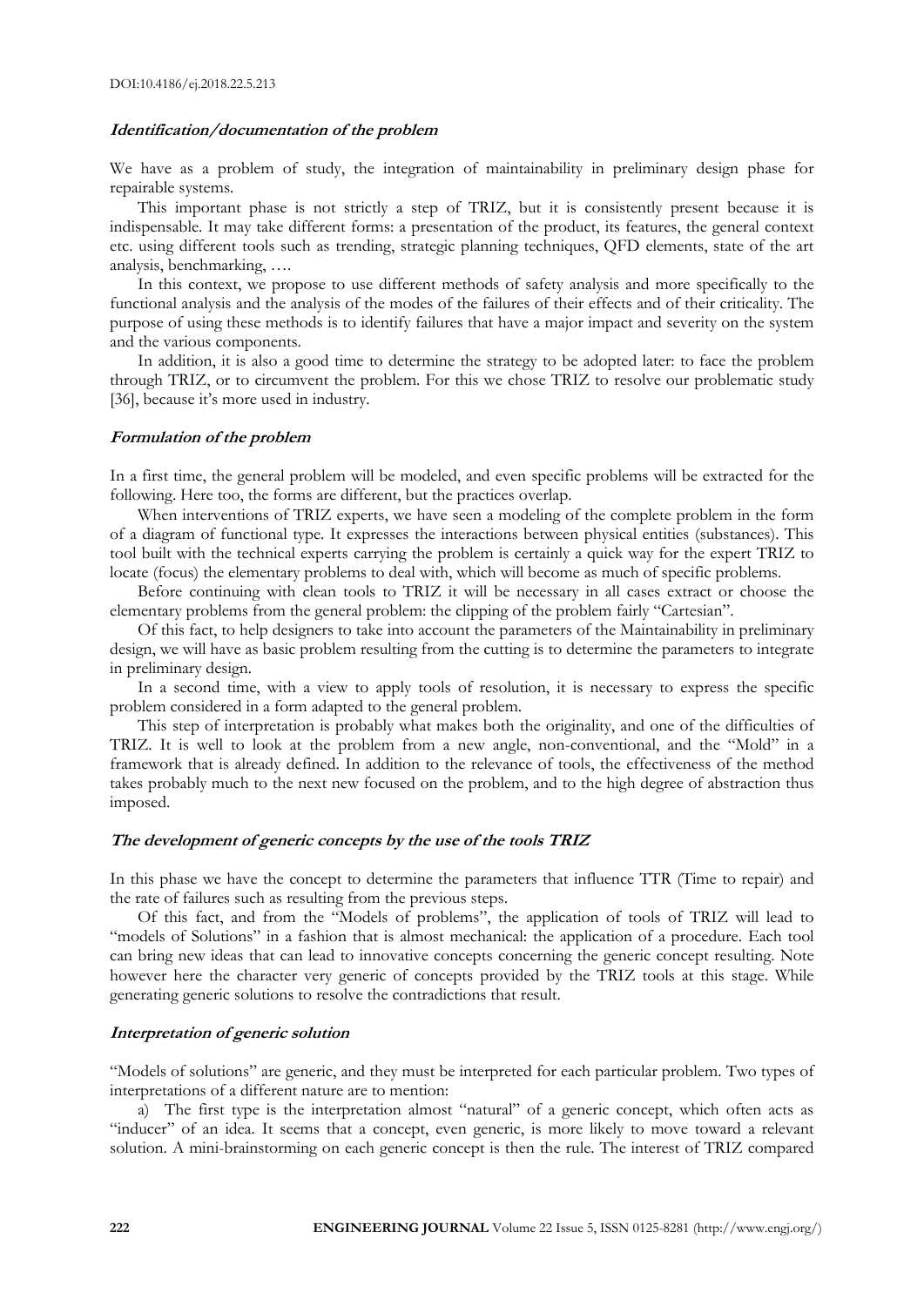#### *Identification/documentation of the problem*

We have as a problem of study, the integration of maintainability in preliminary design phase for repairable systems.

This important phase is not strictly a step of TRIZ, but it is consistently present because it is indispensable. It may take different forms: a presentation of the product, its features, the general context etc. using different tools such as trending, strategic planning techniques, QFD elements, state of the art analysis, benchmarking, ….

In this context, we propose to use different methods of safety analysis and more specifically to the functional analysis and the analysis of the modes of the failures of their effects and of their criticality. The purpose of using these methods is to identify failures that have a major impact and severity on the system and the various components.

In addition, it is also a good time to determine the strategy to be adopted later: to face the problem through TRIZ, or to circumvent the problem. For this we chose TRIZ to resolve our problematic study [36], because it's more used in industry.

#### *Formulation of the problem*

In a first time, the general problem will be modeled, and even specific problems will be extracted for the following. Here too, the forms are different, but the practices overlap.

When interventions of TRIZ experts, we have seen a modeling of the complete problem in the form of a diagram of functional type. It expresses the interactions between physical entities (substances). This tool built with the technical experts carrying the problem is certainly a quick way for the expert TRIZ to locate (focus) the elementary problems to deal with, which will become as much of specific problems.

Before continuing with clean tools to TRIZ it will be necessary in all cases extract or choose the elementary problems from the general problem: the clipping of the problem fairly "Cartesian".

Of this fact, to help designers to take into account the parameters of the Maintainability in preliminary design, we will have as basic problem resulting from the cutting is to determine the parameters to integrate in preliminary design.

In a second time, with a view to apply tools of resolution, it is necessary to express the specific problem considered in a form adapted to the general problem.

This step of interpretation is probably what makes both the originality, and one of the difficulties of TRIZ. It is well to look at the problem from a new angle, non-conventional, and the "Mold" in a framework that is already defined. In addition to the relevance of tools, the effectiveness of the method takes probably much to the next new focused on the problem, and to the high degree of abstraction thus imposed.

#### *The development of generic concepts by the use of the tools TRIZ*

In this phase we have the concept to determine the parameters that influence TTR (Time to repair) and the rate of failures such as resulting from the previous steps.

Of this fact, and from the "Models of problems", the application of tools of TRIZ will lead to "models of Solutions" in a fashion that is almost mechanical: the application of a procedure. Each tool can bring new ideas that can lead to innovative concepts concerning the generic concept resulting. Note however here the character very generic of concepts provided by the TRIZ tools at this stage. While generating generic solutions to resolve the contradictions that result.

#### *Interpretation of generic solution*

"Models of solutions" are generic, and they must be interpreted for each particular problem. Two types of interpretations of a different nature are to mention:

a) The first type is the interpretation almost "natural" of a generic concept, which often acts as "inducer" of an idea. It seems that a concept, even generic, is more likely to move toward a relevant solution. A mini-brainstorming on each generic concept is then the rule. The interest of TRIZ compared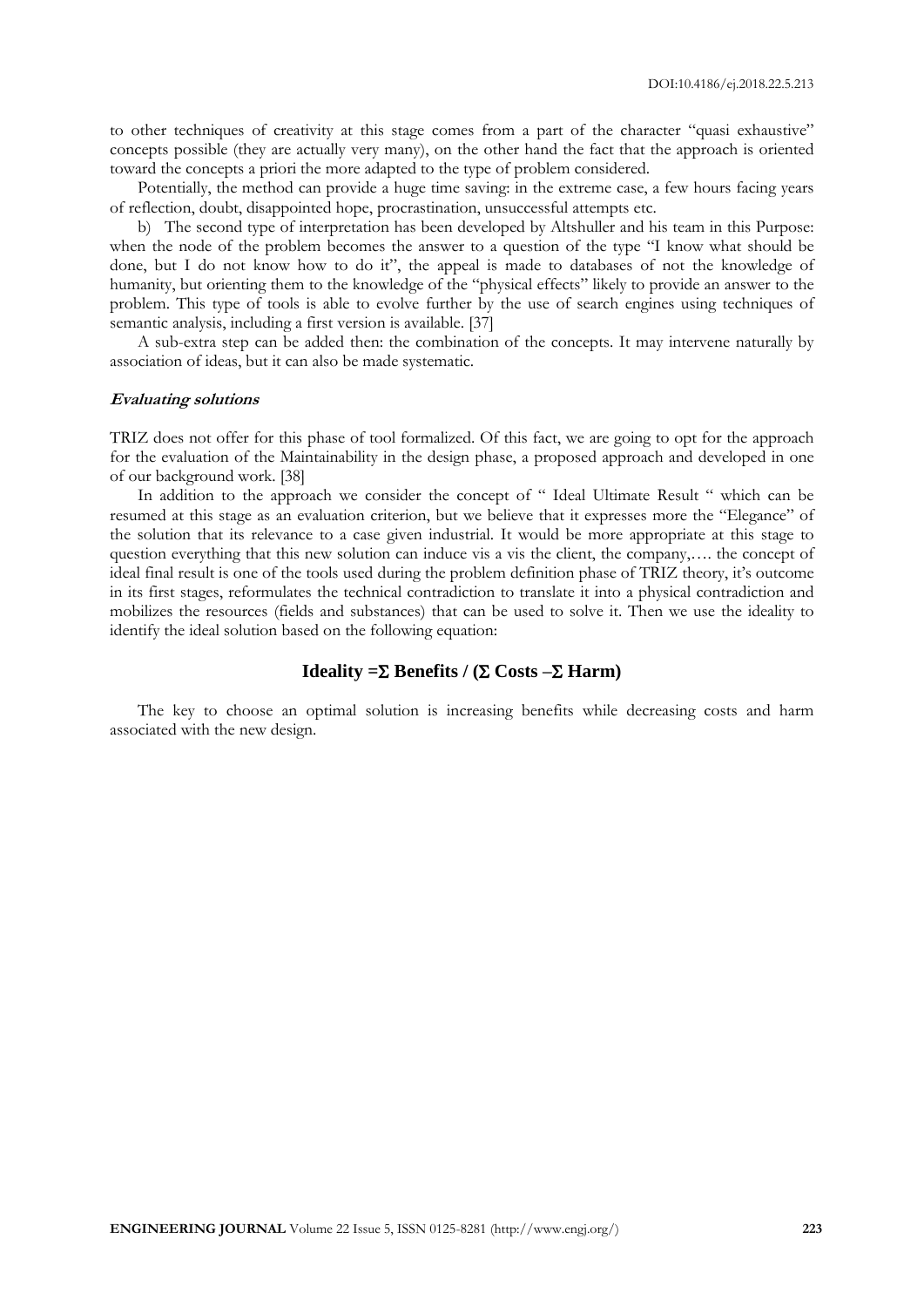to other techniques of creativity at this stage comes from a part of the character "quasi exhaustive" concepts possible (they are actually very many), on the other hand the fact that the approach is oriented toward the concepts a priori the more adapted to the type of problem considered.

Potentially, the method can provide a huge time saving: in the extreme case, a few hours facing years of reflection, doubt, disappointed hope, procrastination, unsuccessful attempts etc.

b) The second type of interpretation has been developed by Altshuller and his team in this Purpose: when the node of the problem becomes the answer to a question of the type "I know what should be done, but I do not know how to do it", the appeal is made to databases of not the knowledge of humanity, but orienting them to the knowledge of the "physical effects" likely to provide an answer to the problem. This type of tools is able to evolve further by the use of search engines using techniques of semantic analysis, including a first version is available. [37]

A sub-extra step can be added then: the combination of the concepts. It may intervene naturally by association of ideas, but it can also be made systematic.

#### *Evaluating solutions*

TRIZ does not offer for this phase of tool formalized. Of this fact, we are going to opt for the approach for the evaluation of the Maintainability in the design phase, a proposed approach and developed in one of our background work. [38]

In addition to the approach we consider the concept of " Ideal Ultimate Result " which can be resumed at this stage as an evaluation criterion, but we believe that it expresses more the "Elegance" of the solution that its relevance to a case given industrial. It would be more appropriate at this stage to question everything that this new solution can induce vis a vis the client, the company,…. the concept of ideal final result is one of the tools used during the problem definition phase of TRIZ theory, it's outcome in its first stages, reformulates the technical contradiction to translate it into a physical contradiction and mobilizes the resources (fields and substances) that can be used to solve it. Then we use the ideality to identify the ideal solution based on the following equation:

$$\textbf{Ideality} = \Sigma\ \textbf{Benefits} / (\Sigma\ \textbf{Costs} - \Sigma\ \textbf{Harm})$$

The key to choose an optimal solution is increasing benefits while decreasing costs and harm associated with the new design.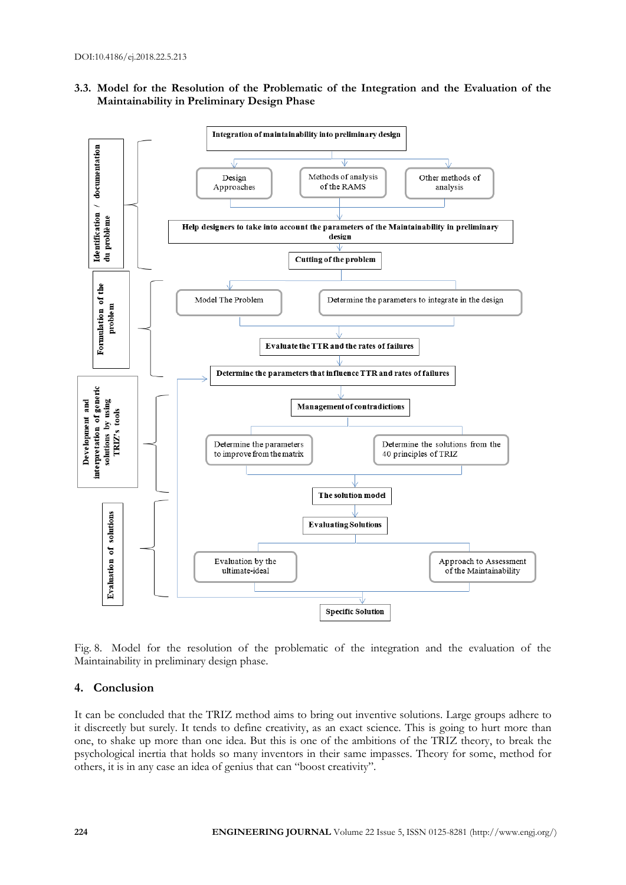### 3.3. Model for the Resolution of the Problematic of the Integration and the Evaluation of the Maintainability in Preliminary Design Phase

**Identification / documentation du problème**

- **Integration of maintainability into preliminary design**
  - Design Approaches
  - Methods of analysis of the RAMS
  - Other methods of analysis
- **Help designers to take into account the parameters of the Maintainability in preliminary design**
- **Cutting of the problem**

**Formulation of the problem**

- Model The Problem
- Determine the parameters to integrate in the design
- **Evaluate the TTR and the rates of failures**
- **Determine the parameters that influence TTR and rates of failures**

**Development and interpretation of generic solutions by using TRIZ's tools**

- **Management of contradictions**
  - Determine the parameters to improve from the matrix
  - Determine the solutions from the 40 principles of TRIZ
- **The solution model**

**Evaluation of solutions**

- **Evaluating Solutions**
  - Evaluation by the ultimate-ideal
  - Approach to Assessment of the Maintainability
- **Specific Solution**

Fig. 8. Model for the resolution of the problematic of the integration and the evaluation of the Maintainability in preliminary design phase.

## 4. Conclusion

It can be concluded that the TRIZ method aims to bring out inventive solutions. Large groups adhere to it discreetly but surely. It tends to define creativity, as an exact science. This is going to hurt more than one, to shake up more than one idea. But this is one of the ambitions of the TRIZ theory, to break the psychological inertia that holds so many inventors in their same impasses. Theory for some, method for others, it is in any case an idea of genius that can "boost creativity".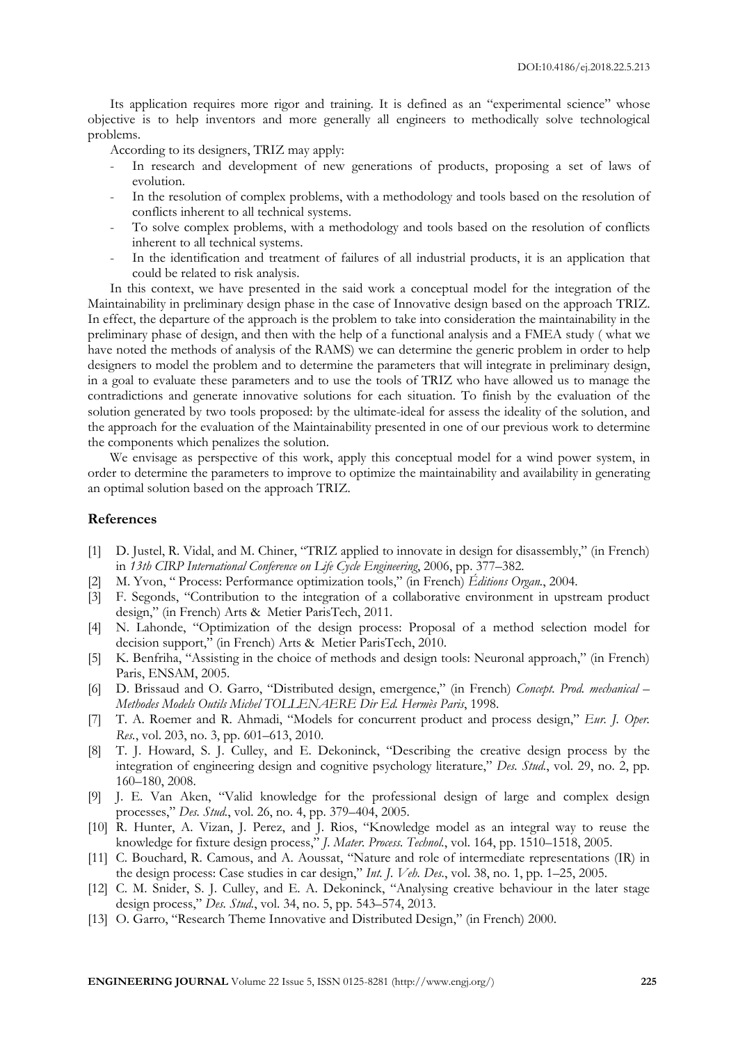Its application requires more rigor and training. It is defined as an "experimental science" whose objective is to help inventors and more generally all engineers to methodically solve technological problems.

According to its designers, TRIZ may apply:

- In research and development of new generations of products, proposing a set of laws of evolution.
- In the resolution of complex problems, with a methodology and tools based on the resolution of conflicts inherent to all technical systems.
- To solve complex problems, with a methodology and tools based on the resolution of conflicts inherent to all technical systems.
- In the identification and treatment of failures of all industrial products, it is an application that could be related to risk analysis.

In this context, we have presented in the said work a conceptual model for the integration of the Maintainability in preliminary design phase in the case of Innovative design based on the approach TRIZ. In effect, the departure of the approach is the problem to take into consideration the maintainability in the preliminary phase of design, and then with the help of a functional analysis and a FMEA study ( what we have noted the methods of analysis of the RAMS) we can determine the generic problem in order to help designers to model the problem and to determine the parameters that will integrate in preliminary design, in a goal to evaluate these parameters and to use the tools of TRIZ who have allowed us to manage the contradictions and generate innovative solutions for each situation. To finish by the evaluation of the solution generated by two tools proposed: by the ultimate-ideal for assess the ideality of the solution, and the approach for the evaluation of the Maintainability presented in one of our previous work to determine the components which penalizes the solution.

We envisage as perspective of this work, apply this conceptual model for a wind power system, in order to determine the parameters to improve to optimize the maintainability and availability in generating an optimal solution based on the approach TRIZ.

## References

[1] D. Justel, R. Vidal, and M. Chiner, "TRIZ applied to innovate in design for disassembly," (in French) in *13th CIRP International Conference on Life Cycle Engineering*, 2006, pp. 377–382.

[2] M. Yvon, " Process: Performance optimization tools," (in French) *Éditions Organ.*, 2004.

[3] F. Segonds, "Contribution to the integration of a collaborative environment in upstream product design," (in French) Arts & Metier ParisTech, 2011.

[4] N. Lahonde, "Optimization of the design process: Proposal of a method selection model for decision support," (in French) Arts & Metier ParisTech, 2010.

[5] K. Benfriha, "Assisting in the choice of methods and design tools: Neuronal approach," (in French) Paris, ENSAM, 2005.

[6] D. Brissaud and O. Garro, "Distributed design, emergence," (in French) *Concept. Prod. mechanical – Methodes Models Outils Michel TOLLENAERE Dir Ed. Hermès Paris*, 1998.

[7] T. A. Roemer and R. Ahmadi, "Models for concurrent product and process design," *Eur. J. Oper. Res.*, vol. 203, no. 3, pp. 601–613, 2010.

[8] T. J. Howard, S. J. Culley, and E. Dekoninck, "Describing the creative design process by the integration of engineering design and cognitive psychology literature," *Des. Stud.*, vol. 29, no. 2, pp. 160–180, 2008.

[9] J. E. Van Aken, "Valid knowledge for the professional design of large and complex design processes," *Des. Stud.*, vol. 26, no. 4, pp. 379–404, 2005.

[10] R. Hunter, A. Vizan, J. Perez, and J. Rios, "Knowledge model as an integral way to reuse the knowledge for fixture design process," *J. Mater. Process. Technol.*, vol. 164, pp. 1510–1518, 2005.

[11] C. Bouchard, R. Camous, and A. Aoussat, "Nature and role of intermediate representations (IR) in the design process: Case studies in car design," *Int. J. Veh. Des.*, vol. 38, no. 1, pp. 1–25, 2005.

[12] C. M. Snider, S. J. Culley, and E. A. Dekoninck, "Analysing creative behaviour in the later stage design process," *Des. Stud.*, vol. 34, no. 5, pp. 543–574, 2013.

[13] O. Garro, "Research Theme Innovative and Distributed Design," (in French) 2000.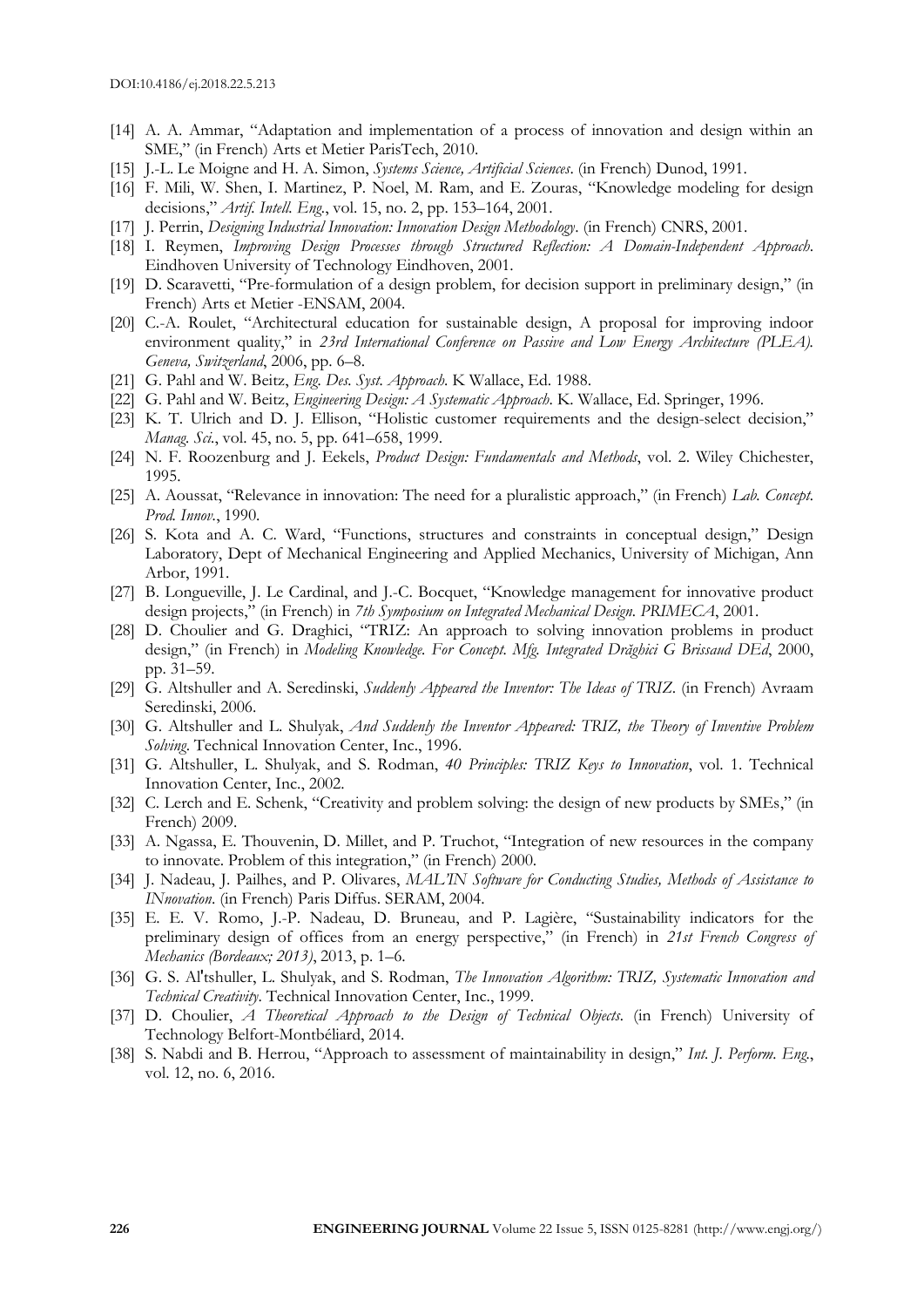- [14] A. A. Ammar, "Adaptation and implementation of a process of innovation and design within an SME," (in French) Arts et Metier ParisTech, 2010.
- [15] J.-L. Le Moigne and H. A. Simon, *Systems Science, Artificial Sciences*. (in French) Dunod, 1991.
- [16] F. Mili, W. Shen, I. Martinez, P. Noel, M. Ram, and E. Zouras, "Knowledge modeling for design decisions," *Artif. Intell. Eng.*, vol. 15, no. 2, pp. 153–164, 2001.
- [17] J. Perrin, *Designing Industrial Innovation: Innovation Design Methodology*. (in French) CNRS, 2001.
- [18] I. Reymen, *Improving Design Processes through Structured Reflection: A Domain-Independent Approach*. Eindhoven University of Technology Eindhoven, 2001.
- [19] D. Scaravetti, "Pre-formulation of a design problem, for decision support in preliminary design," (in French) Arts et Metier -ENSAM, 2004.
- [20] C.-A. Roulet, "Architectural education for sustainable design, A proposal for improving indoor environment quality," in *23rd International Conference on Passive and Low Energy Architecture (PLEA). Geneva, Switzerland*, 2006, pp. 6–8.
- [21] G. Pahl and W. Beitz, *Eng. Des. Syst. Approach*. K Wallace, Ed. 1988.
- [22] G. Pahl and W. Beitz, *Engineering Design: A Systematic Approach*. K. Wallace, Ed. Springer, 1996.
- [23] K. T. Ulrich and D. J. Ellison, "Holistic customer requirements and the design-select decision," *Manag. Sci.*, vol. 45, no. 5, pp. 641–658, 1999.
- [24] N. F. Roozenburg and J. Eekels, *Product Design: Fundamentals and Methods*, vol. 2. Wiley Chichester, 1995.
- [25] A. Aoussat, "Relevance in innovation: The need for a pluralistic approach," (in French) *Lab. Concept. Prod. Innov.*, 1990.
- [26] S. Kota and A. C. Ward, "Functions, structures and constraints in conceptual design," Design Laboratory, Dept of Mechanical Engineering and Applied Mechanics, University of Michigan, Ann Arbor, 1991.
- [27] B. Longueville, J. Le Cardinal, and J.-C. Bocquet, "Knowledge management for innovative product design projects," (in French) in *7th Symposium on Integrated Mechanical Design. PRIMECA*, 2001.
- [28] D. Choulier and G. Draghici, "TRIZ: An approach to solving innovation problems in product design," (in French) in *Modeling Knowledge. For Concept. Mfg. Integrated Drăghici G Brissaud DEd*, 2000, pp. 31–59.
- [29] G. Altshuller and A. Seredinski, *Suddenly Appeared the Inventor: The Ideas of TRIZ*. (in French) Avraam Seredinski, 2006.
- [30] G. Altshuller and L. Shulyak, *And Suddenly the Inventor Appeared: TRIZ, the Theory of Inventive Problem Solving*. Technical Innovation Center, Inc., 1996.
- [31] G. Altshuller, L. Shulyak, and S. Rodman, *40 Principles: TRIZ Keys to Innovation*, vol. 1. Technical Innovation Center, Inc., 2002.
- [32] C. Lerch and E. Schenk, "Creativity and problem solving: the design of new products by SMEs," (in French) 2009.
- [33] A. Ngassa, E. Thouvenin, D. Millet, and P. Truchot, "Integration of new resources in the company to innovate. Problem of this integration," (in French) 2000.
- [34] J. Nadeau, J. Pailhes, and P. Olivares, *MAL'IN Software for Conducting Studies, Methods of Assistance to INnovation*. (in French) Paris Diffus. SERAM, 2004.
- [35] E. E. V. Romo, J.-P. Nadeau, D. Bruneau, and P. Lagière, "Sustainability indicators for the preliminary design of offices from an energy perspective," (in French) in *21st French Congress of Mechanics (Bordeaux; 2013)*, 2013, p. 1–6.
- [36] G. S. Al'tshuller, L. Shulyak, and S. Rodman, *The Innovation Algorithm: TRIZ, Systematic Innovation and Technical Creativity*. Technical Innovation Center, Inc., 1999.
- [37] D. Choulier, *A Theoretical Approach to the Design of Technical Objects*. (in French) University of Technology Belfort-Montbéliard, 2014.
- [38] S. Nabdi and B. Herrou, "Approach to assessment of maintainability in design," *Int. J. Perform. Eng.*, vol. 12, no. 6, 2016.